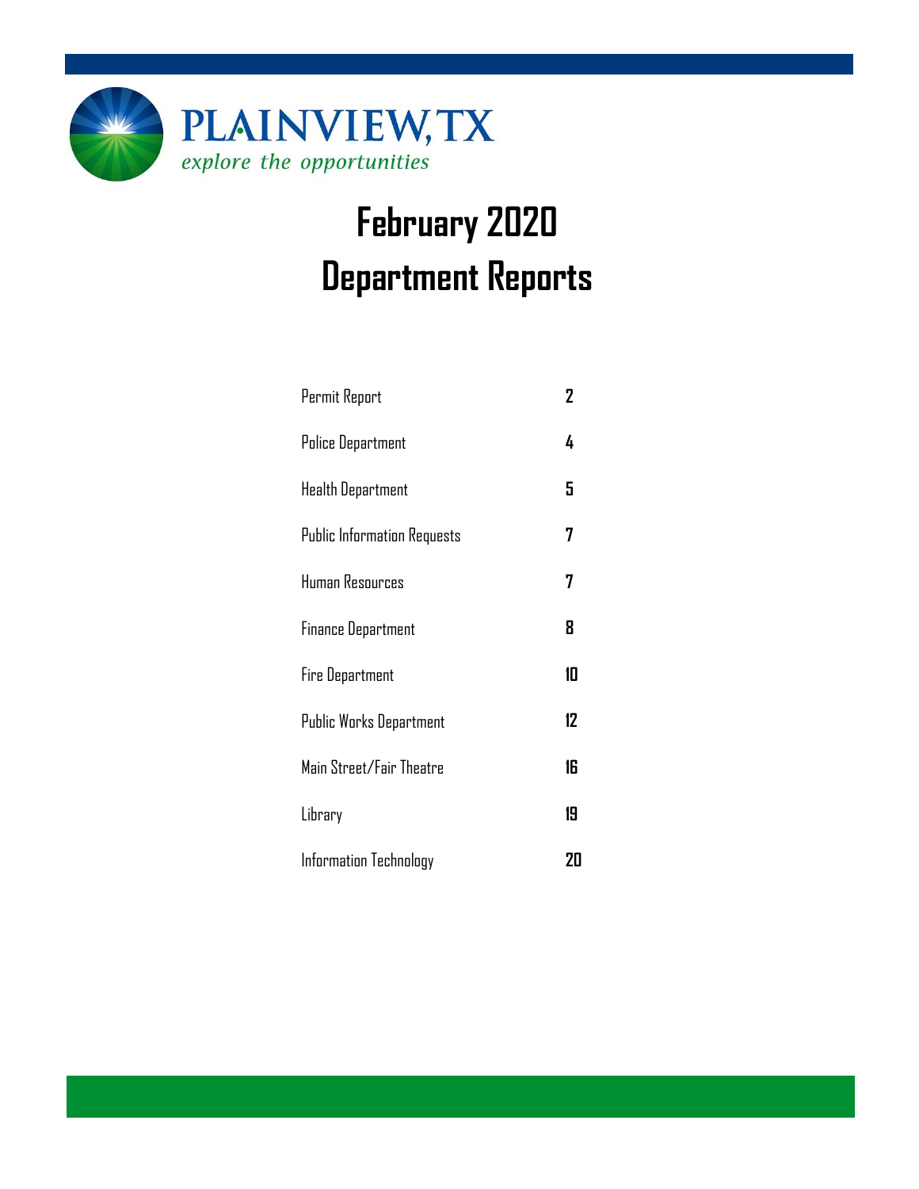PLAINVIEW, TX

*explore the opportunities*

# February 2020
# Department Reports

| | |
|---|---|
| Permit Report | 2 |
| Police Department | 4 |
| Health Department | 5 |
| Public Information Requests | 7 |
| Human Resources | 7 |
| Finance Department | 8 |
| Fire Department | 10 |
| Public Works Department | 12 |
| Main Street/Fair Theatre | 16 |
| Library | 19 |
| Information Technology | 20 |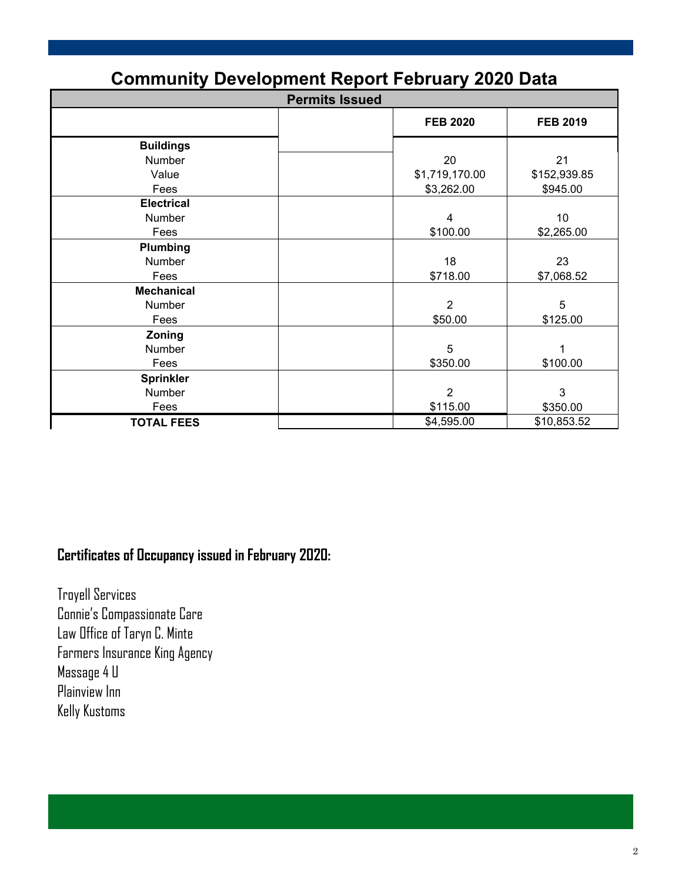# Community Development Report February 2020 Data

| Permits Issued | | FEB 2020 | FEB 2019 |
|---|---|---|---|
| **Buildings** | | | |
| Number | | 20 | 21 |
| Value | | $1,719,170.00 | $152,939.85 |
| Fees | | $3,262.00 | $945.00 |
| **Electrical** | | | |
| Number | | 4 | 10 |
| Fees | | $100.00 | $2,265.00 |
| **Plumbing** | | | |
| Number | | 18 | 23 |
| Fees | | $718.00 | $7,068.52 |
| **Mechanical** | | | |
| Number | | 2 | 5 |
| Fees | | $50.00 | $125.00 |
| **Zoning** | | | |
| Number | | 5 | 1 |
| Fees | | $350.00 | $100.00 |
| **Sprinkler** | | | |
| Number | | 2 | 3 |
| Fees | | $115.00 | $350.00 |
| **TOTAL FEES** | | $4,595.00 | $10,853.52 |

## Certificates of Occupancy issued in February 2020:

Troyell Services
Connie's Compassionate Care
Law Office of Taryn C. Minte
Farmers Insurance King Agency
Massage 4 U
Plainview Inn
Kelly Kustoms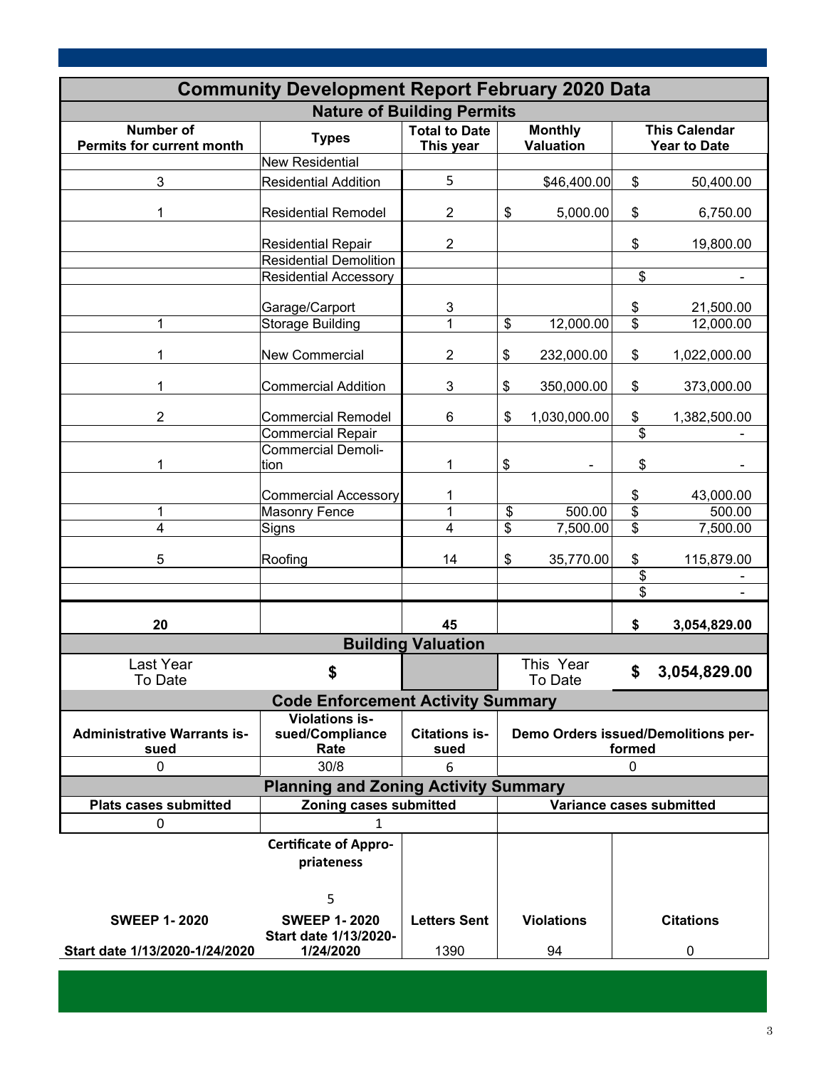# Community Development Report February 2020 Data

## Nature of Building Permits

| Number of Permits for current month | Types | Total to Date This year | Monthly Valuation | This Calendar Year to Date |
|---|---|---|---|---|
| | New Residential | | | |
| 3 | Residential Addition | 5 | $46,400.00 | $ 50,400.00 |
| 1 | Residential Remodel | 2 | $ 5,000.00 | $ 6,750.00 |
| | Residential Repair | 2 | | $ 19,800.00 |
| | Residential Demolition | | | |
| | Residential Accessory | | | $ - |
| | Garage/Carport | 3 | | $ 21,500.00 |
| 1 | Storage Building | 1 | $ 12,000.00 | $ 12,000.00 |
| 1 | New Commercial | 2 | $ 232,000.00 | $ 1,022,000.00 |
| 1 | Commercial Addition | 3 | $ 350,000.00 | $ 373,000.00 |
| 2 | Commercial Remodel | 6 | $ 1,030,000.00 | $ 1,382,500.00 |
| | Commercial Repair | | | $ - |
| 1 | Commercial Demolition | 1 | $ - | $ - |
| | Commercial Accessory | 1 | | $ 43,000.00 |
| 1 | Masonry Fence | 1 | $ 500.00 | $ 500.00 |
| 4 | Signs | 4 | $ 7,500.00 | $ 7,500.00 |
| 5 | Roofing | 14 | $ 35,770.00 | $ 115,879.00 |
| | | | | $ - |
| | | | | $ - |
| **20** | | **45** | | **$ 3,054,829.00** |

## Building Valuation

| Last Year To Date | $ | | This Year To Date | **$ 3,054,829.00** |
|---|---|---|---|---|

## Code Enforcement Activity Summary

| Administrative Warrants issued | Violations issued/Compliance Rate | Citations issued | Demo Orders issued/Demolitions performed |
|---|---|---|---|
| 0 | 30/8 | 6 | 0 |

## Planning and Zoning Activity Summary

| Plats cases submitted | Zoning cases submitted | Variance cases submitted |
|---|---|---|
| 0 | 1 | |

| | Certificate of Appropriateness | | | |
|---|---|---|---|---|
| | 5 | | | |
| **SWEEP 1- 2020** | **SWEEP 1- 2020** | **Letters Sent** | **Violations** | **Citations** |
| **Start date 1/13/2020-1/24/2020** | **Start date 1/13/2020-1/24/2020** | 1390 | 94 | 0 |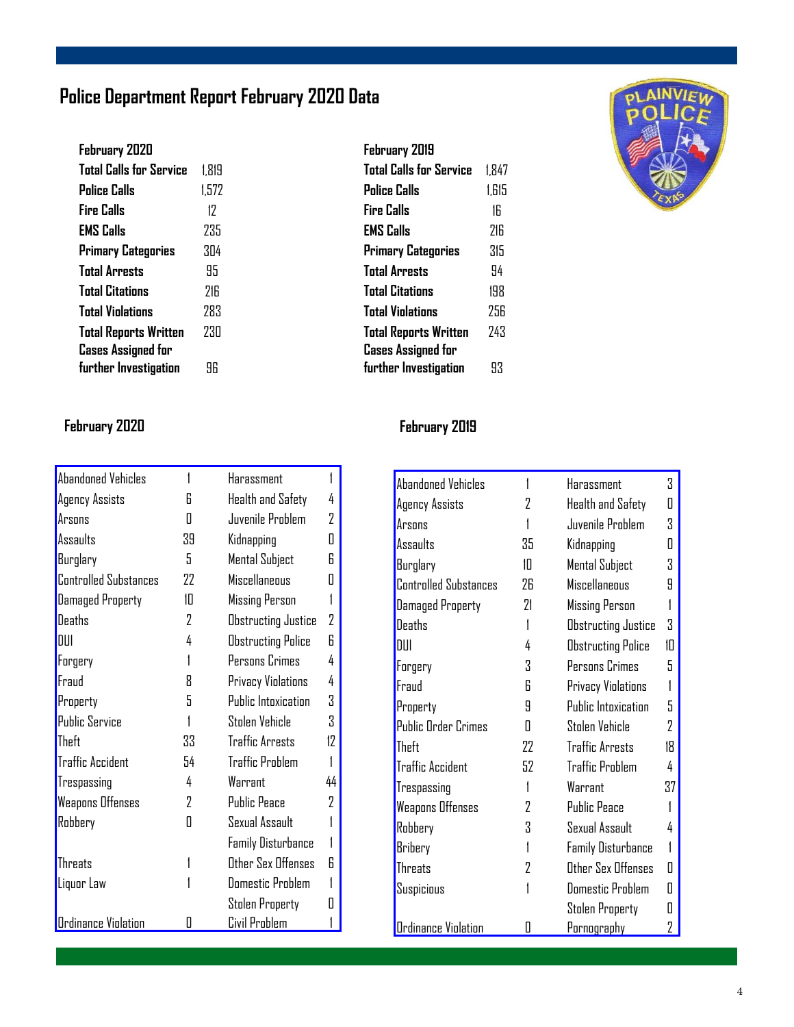# Police Department Report February 2020 Data

| February 2020 | |
|---|---|
| Total Calls for Service | 1,819 |
| Police Calls | 1,572 |
| Fire Calls | 12 |
| EMS Calls | 235 |
| Primary Categories | 304 |
| Total Arrests | 95 |
| Total Citations | 216 |
| Total Violations | 283 |
| Total Reports Written | 230 |
| Cases Assigned for further Investigation | 96 |

| February 2019 | |
|---|---|
| Total Calls for Service | 1,847 |
| Police Calls | 1,615 |
| Fire Calls | 16 |
| EMS Calls | 216 |
| Primary Categories | 315 |
| Total Arrests | 94 |
| Total Citations | 198 |
| Total Violations | 256 |
| Total Reports Written | 243 |
| Cases Assigned for further Investigation | 93 |

## February 2020

| | | | |
|---|---|---|---|
| Abandoned Vehicles | 1 | Harassment | 1 |
| Agency Assists | 6 | Health and Safety | 4 |
| Arsons | 0 | Juvenile Problem | 2 |
| Assaults | 39 | Kidnapping | 0 |
| Burglary | 5 | Mental Subject | 6 |
| Controlled Substances | 22 | Miscellaneous | 0 |
| Damaged Property | 10 | Missing Person | 1 |
| Deaths | 2 | Obstructing Justice | 2 |
| DUI | 4 | Obstructing Police | 6 |
| Forgery | 1 | Persons Crimes | 4 |
| Fraud | 8 | Privacy Violations | 4 |
| Property | 5 | Public Intoxication | 3 |
| Public Service | 1 | Stolen Vehicle | 3 |
| Theft | 33 | Traffic Arrests | 12 |
| Traffic Accident | 54 | Traffic Problem | 1 |
| Trespassing | 4 | Warrant | 44 |
| Weapons Offenses | 2 | Public Peace | 2 |
| Robbery | 0 | Sexual Assault | 1 |
| | | Family Disturbance | 1 |
| Threats | 1 | Other Sex Offenses | 6 |
| Liquor Law | 1 | Domestic Problem | 1 |
| | | Stolen Property | 0 |
| Ordinance Violation | 0 | Civil Problem | 1 |

## February 2019

| | | | |
|---|---|---|---|
| Abandoned Vehicles | 1 | Harassment | 3 |
| Agency Assists | 2 | Health and Safety | 0 |
| Arsons | 1 | Juvenile Problem | 3 |
| Assaults | 35 | Kidnapping | 0 |
| Burglary | 10 | Mental Subject | 3 |
| Controlled Substances | 26 | Miscellaneous | 9 |
| Damaged Property | 21 | Missing Person | 1 |
| Deaths | 1 | Obstructing Justice | 3 |
| DUI | 4 | Obstructing Police | 10 |
| Forgery | 3 | Persons Crimes | 5 |
| Fraud | 6 | Privacy Violations | 1 |
| Property | 9 | Public Intoxication | 5 |
| Public Order Crimes | 0 | Stolen Vehicle | 2 |
| Theft | 22 | Traffic Arrests | 18 |
| Traffic Accident | 52 | Traffic Problem | 4 |
| Trespassing | 1 | Warrant | 37 |
| Weapons Offenses | 2 | Public Peace | 1 |
| Robbery | 3 | Sexual Assault | 4 |
| Bribery | 1 | Family Disturbance | 1 |
| Threats | 2 | Other Sex Offenses | 0 |
| Suspicious | 1 | Domestic Problem | 0 |
| | | Stolen Property | 0 |
| Ordinance Violation | 0 | Pornography | 2 |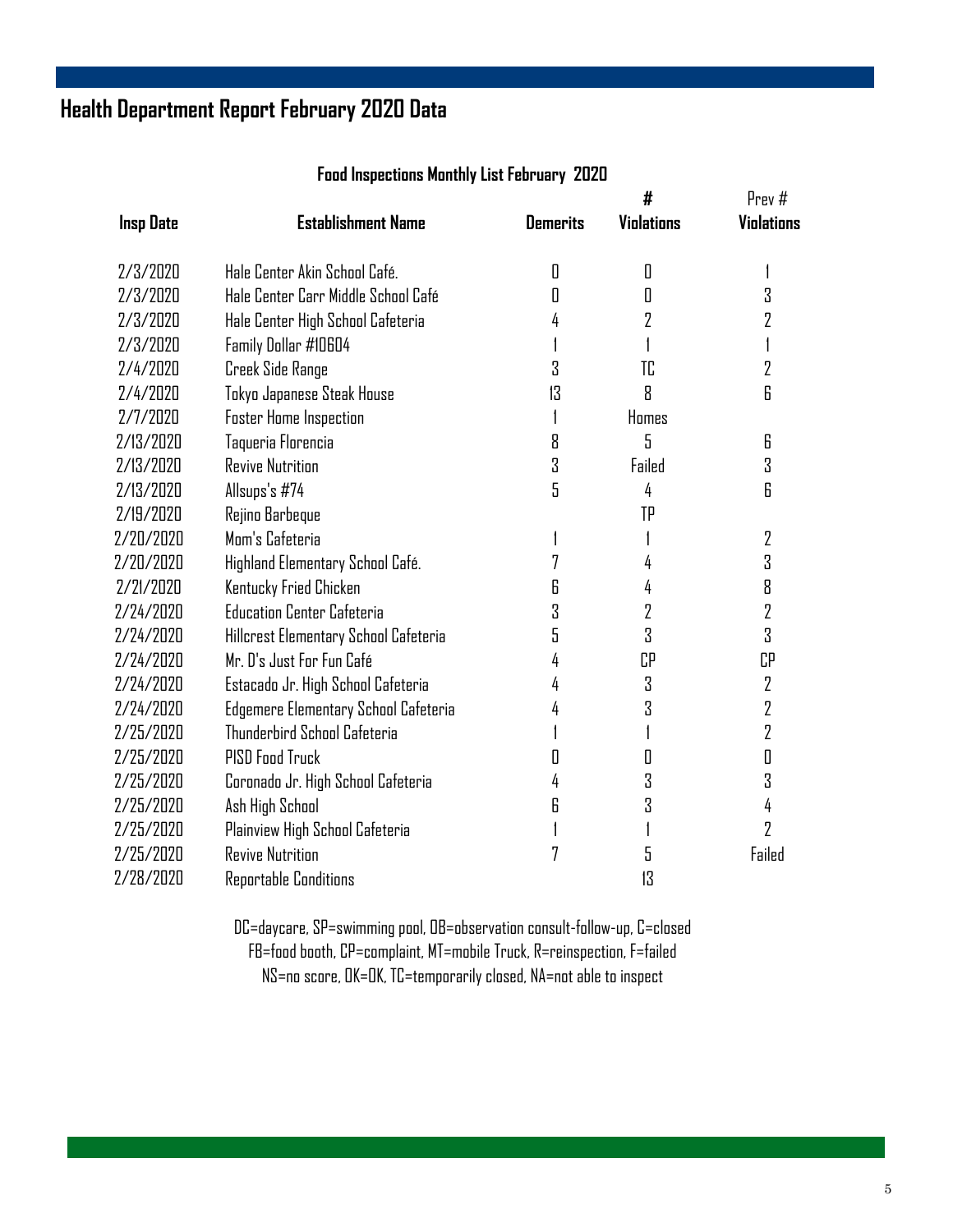# Health Department Report February 2020 Data

**Food Inspections Monthly List February 2020**

| Insp Date | Establishment Name | Demerits | # Violations | Prev # Violations |
|---|---|---|---|---|
| 2/3/2020 | Hale Center Akin School Café. | 0 | 0 | 1 |
| 2/3/2020 | Hale Center Carr Middle School Café | 0 | 0 | 3 |
| 2/3/2020 | Hale Center High School Cafeteria | 4 | 2 | 2 |
| 2/3/2020 | Family Dollar #10604 | 1 | 1 | 1 |
| 2/4/2020 | Creek Side Range | 3 | TC | 2 |
| 2/4/2020 | Tokyo Japanese Steak House | 13 | 8 | 6 |
| 2/7/2020 | Foster Home Inspection | 1 | Homes | |
| 2/13/2020 | Taqueria Florencia | 8 | 5 | 6 |
| 2/13/2020 | Revive Nutrition | 3 | Failed | 3 |
| 2/13/2020 | Allsups's #74 | 5 | 4 | 6 |
| 2/19/2020 | Rejino Barbeque | | TP | |
| 2/20/2020 | Mom's Cafeteria | 1 | 1 | 2 |
| 2/20/2020 | Highland Elementary School Café. | 7 | 4 | 3 |
| 2/21/2020 | Kentucky Fried Chicken | 6 | 4 | 8 |
| 2/24/2020 | Education Center Cafeteria | 3 | 2 | 2 |
| 2/24/2020 | Hillcrest Elementary School Cafeteria | 5 | 3 | 3 |
| 2/24/2020 | Mr. D's Just For Fun Café | 4 | CP | CP |
| 2/24/2020 | Estacado Jr. High School Cafeteria | 4 | 3 | 2 |
| 2/24/2020 | Edgemere Elementary School Cafeteria | 4 | 3 | 2 |
| 2/25/2020 | Thunderbird School Cafeteria | 1 | 1 | 2 |
| 2/25/2020 | PISD Food Truck | 0 | 0 | 0 |
| 2/25/2020 | Coronado Jr. High School Cafeteria | 4 | 3 | 3 |
| 2/25/2020 | Ash High School | 6 | 3 | 4 |
| 2/25/2020 | Plainview High School Cafeteria | 1 | 1 | 2 |
| 2/25/2020 | Revive Nutrition | 7 | 5 | Failed |
| 2/28/2020 | Reportable Conditions | | 13 | |

DC=daycare, SP=swimming pool, OB=observation consult-follow-up, C=closed
FB=food booth, CP=complaint, MT=mobile Truck, R=reinspection, F=failed
NS=no score, OK=OK, TC=temporarily closed, NA=not able to inspect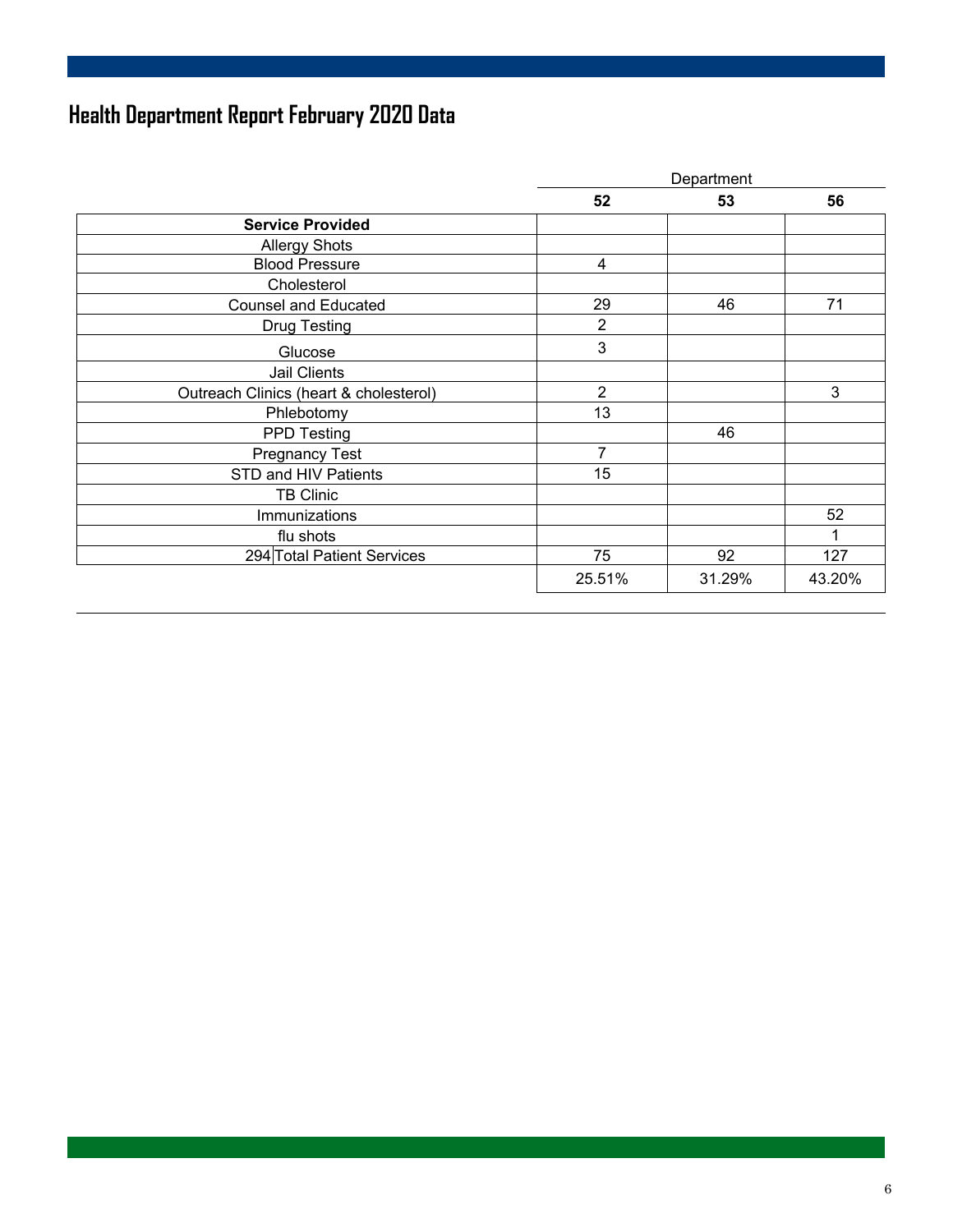# Health Department Report February 2020 Data

| | Department | | |
|---|---|---|---|
| | **52** | **53** | **56** |
| **Service Provided** | | | |
| Allergy Shots | | | |
| Blood Pressure | 4 | | |
| Cholesterol | | | |
| Counsel and Educated | 29 | 46 | 71 |
| Drug Testing | 2 | | |
| Glucose | 3 | | |
| Jail Clients | | | |
| Outreach Clinics (heart & cholesterol) | 2 | | 3 |
| Phlebotomy | 13 | | |
| PPD Testing | | 46 | |
| Pregnancy Test | 7 | | |
| STD and HIV Patients | 15 | | |
| TB Clinic | | | |
| Immunizations | | | 52 |
| flu shots | | | 1 |
| 294 Total Patient Services | 75 | 92 | 127 |
| | 25.51% | 31.29% | 43.20% |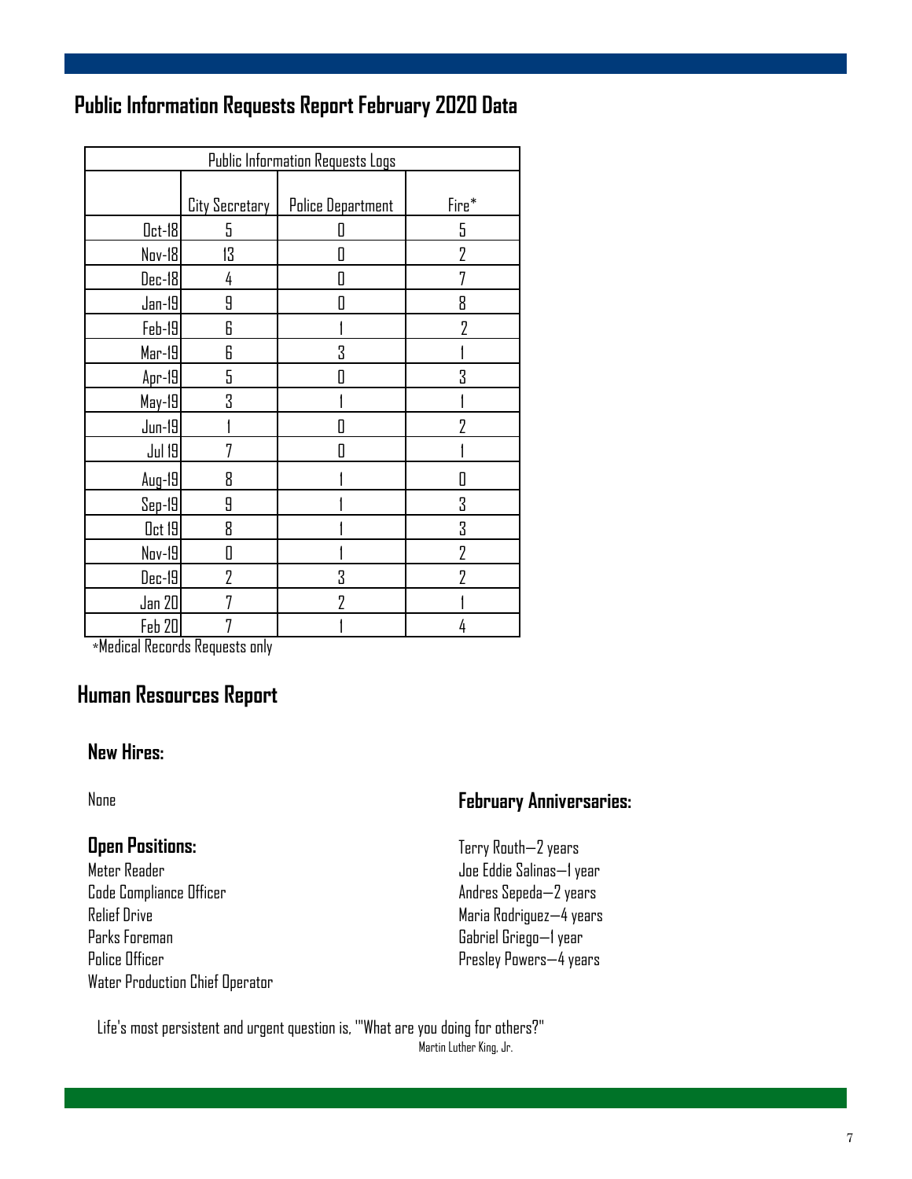## Public Information Requests Report February 2020 Data

| Public Information Requests Logs | | | |
|---|---|---|---|
| | City Secretary | Police Department | Fire* |
| Oct-18 | 5 | 0 | 5 |
| Nov-18 | 13 | 0 | 2 |
| Dec-18 | 4 | 0 | 7 |
| Jan-19 | 9 | 0 | 8 |
| Feb-19 | 6 | 1 | 2 |
| Mar-19 | 6 | 3 | 1 |
| Apr-19 | 5 | 0 | 3 |
| May-19 | 3 | 1 | 1 |
| Jun-19 | 1 | 0 | 2 |
| Jul 19 | 7 | 0 | 1 |
| Aug-19 | 8 | 1 | 0 |
| Sep-19 | 9 | 1 | 3 |
| Oct 19 | 8 | 1 | 3 |
| Nov-19 | 0 | 1 | 2 |
| Dec-19 | 2 | 3 | 2 |
| Jan 20 | 7 | 2 | 1 |
| Feb 20 | 7 | 1 | 4 |

*Medical Records Requests only

## Human Resources Report

### New Hires:

None

### Open Positions:

Meter Reader
Code Compliance Officer
Relief Drive
Parks Foreman
Police Officer
Water Production Chief Operator

### February Anniversaries:

Terry Routh—2 years
Joe Eddie Salinas—1 year
Andres Sepeda—2 years
Maria Rodriguez—4 years
Gabriel Griego—1 year
Presley Powers—4 years

Life's most persistent and urgent question is, '"What are you doing for others?"
Martin Luther King, Jr.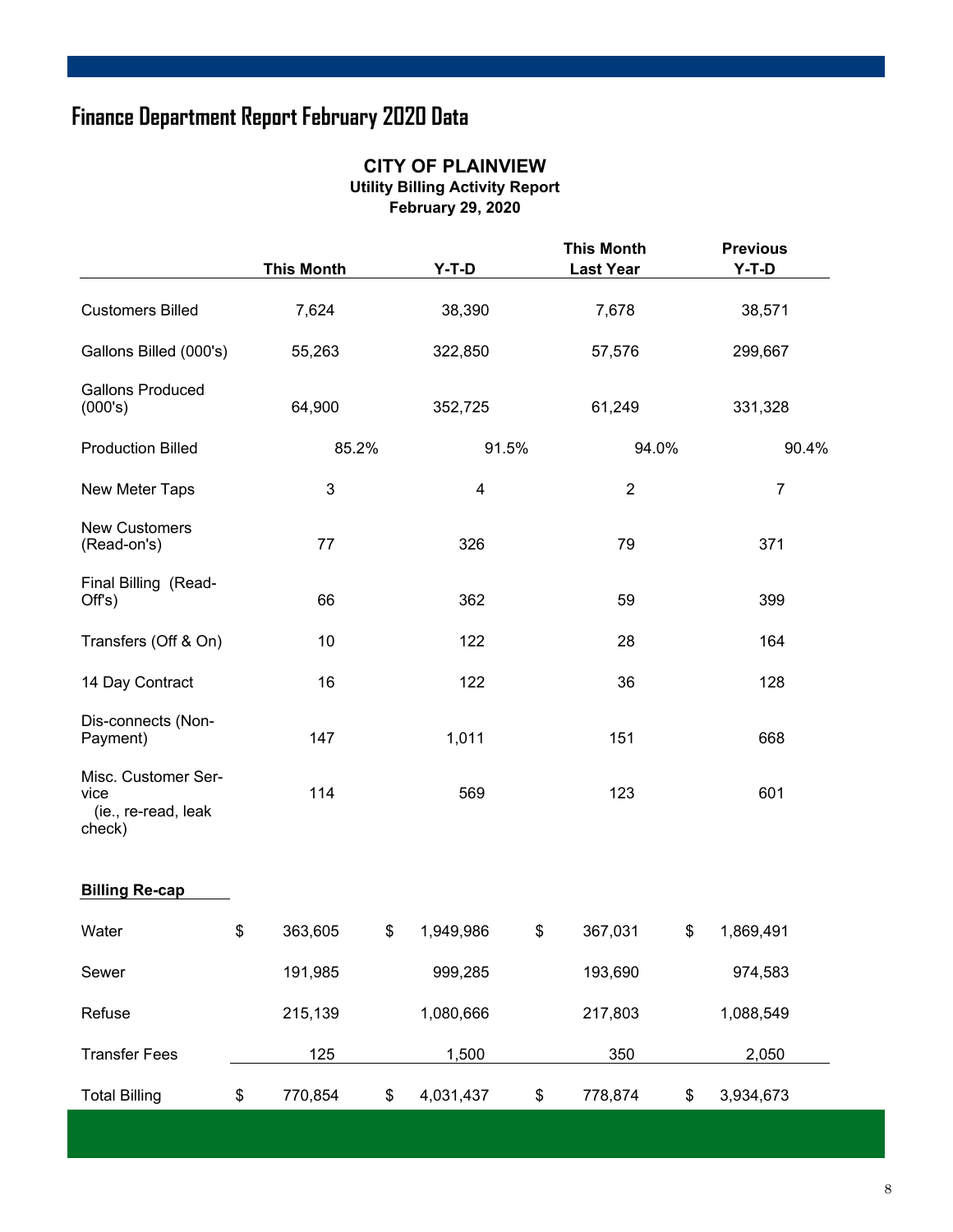# Finance Department Report February 2020 Data

## CITY OF PLAINVIEW

**Utility Billing Activity Report**

**February 29, 2020**

| | This Month | Y-T-D | This Month Last Year | Previous Y-T-D |
|---|---|---|---|---|
| Customers Billed | 7,624 | 38,390 | 7,678 | 38,571 |
| Gallons Billed (000's) | 55,263 | 322,850 | 57,576 | 299,667 |
| Gallons Produced (000's) | 64,900 | 352,725 | 61,249 | 331,328 |
| Production Billed | 85.2% | 91.5% | 94.0% | 90.4% |
| New Meter Taps | 3 | 4 | 2 | 7 |
| New Customers (Read-on's) | 77 | 326 | 79 | 371 |
| Final Billing (Read-Off's) | 66 | 362 | 59 | 399 |
| Transfers (Off & On) | 10 | 122 | 28 | 164 |
| 14 Day Contract | 16 | 122 | 36 | 128 |
| Dis-connects (Non-Payment) | 147 | 1,011 | 151 | 668 |
| Misc. Customer Service (ie., re-read, leak check) | 114 | 569 | 123 | 601 |
| **Billing Re-cap** | | | | |
| Water | $ 363,605 | $ 1,949,986 | $ 367,031 | $ 1,869,491 |
| Sewer | 191,985 | 999,285 | 193,690 | 974,583 |
| Refuse | 215,139 | 1,080,666 | 217,803 | 1,088,549 |
| Transfer Fees | 125 | 1,500 | 350 | 2,050 |
| Total Billing | $ 770,854 | $ 4,031,437 | $ 778,874 | $ 3,934,673 |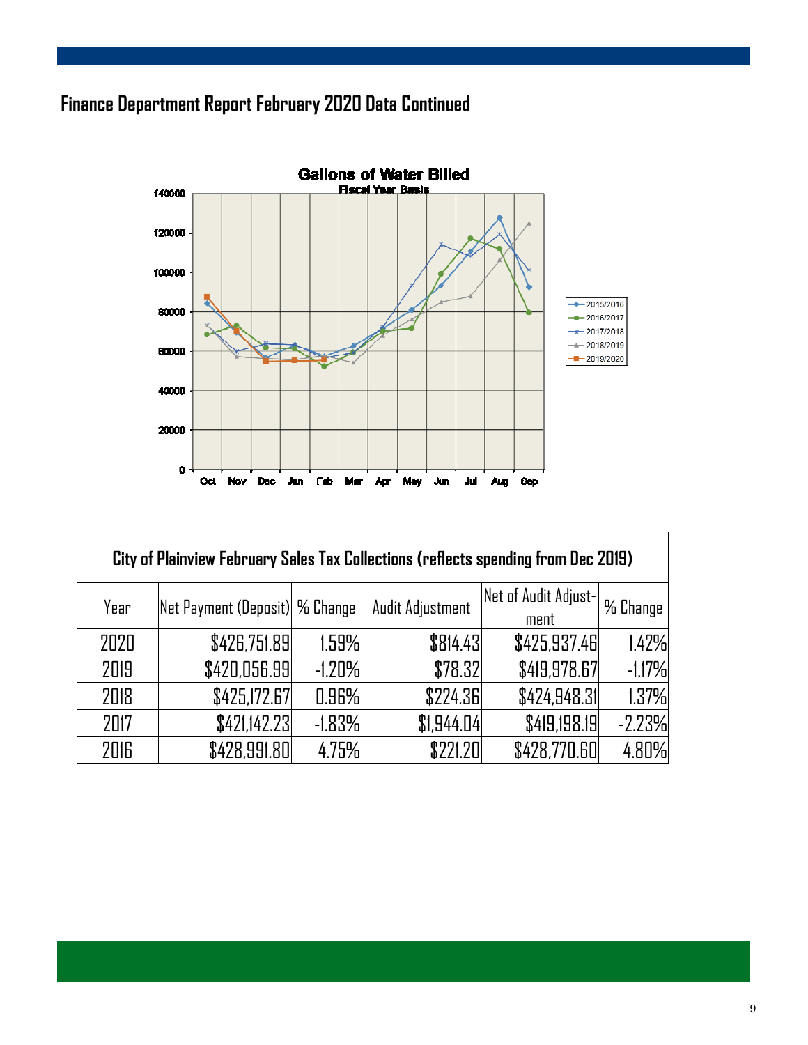## Finance Department Report February 2020 Data Continued

| City of Plainview February Sales Tax Collections (reflects spending from Dec 2019) | | | | | |
|---|---|---|---|---|---|
| Year | Net Payment (Deposit) | % Change | Audit Adjustment | Net of Audit Adjustment | % Change |
| 2020 | $426,751.89 | 1.59% | $814.43 | $425,937.46 | 1.42% |
| 2019 | $420,056.99 | -1.20% | $78.32 | $419,978.67 | -1.17% |
| 2018 | $425,172.67 | 0.96% | $224.36 | $424,948.31 | 1.37% |
| 2017 | $421,142.23 | -1.83% | $1,944.04 | $419,198.19 | -2.23% |
| 2016 | $428,991.80 | 4.75% | $221.20 | $428,770.60 | 4.80% |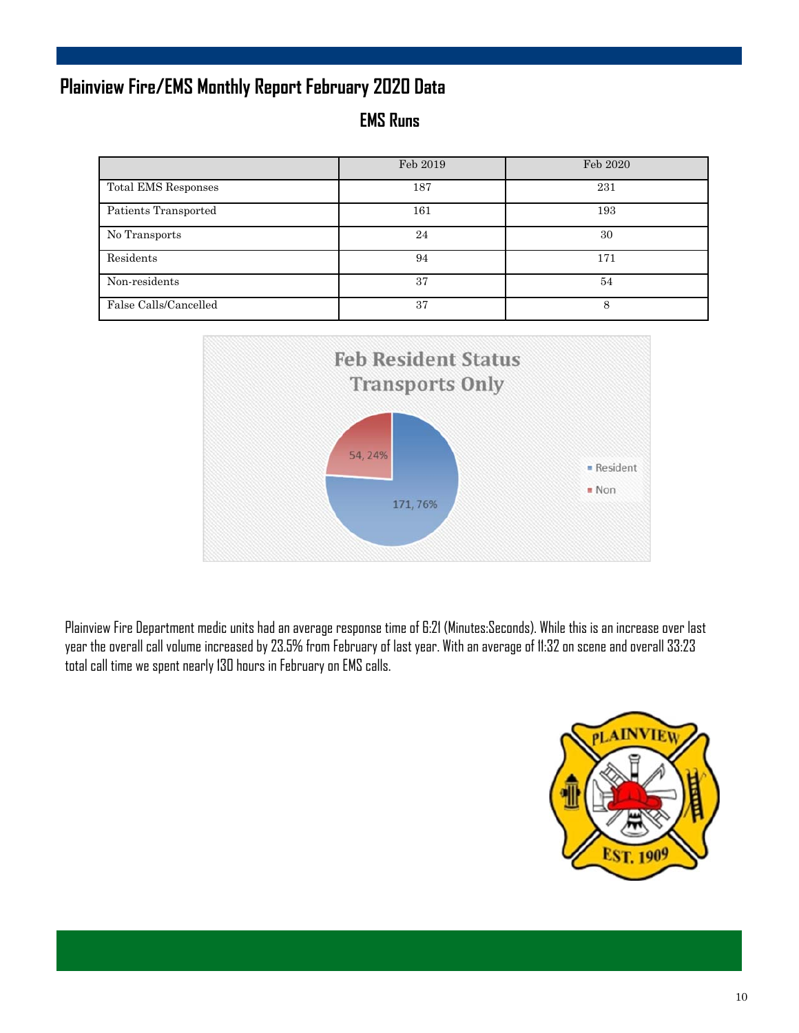# Plainview Fire/EMS Monthly Report February 2020 Data

## EMS Runs

| | Feb 2019 | Feb 2020 |
|---|---|---|
| Total EMS Responses | 187 | 231 |
| Patients Transported | 161 | 193 |
| No Transports | 24 | 30 |
| Residents | 94 | 171 |
| Non-residents | 37 | 54 |
| False Calls/Cancelled | 37 | 8 |

Plainview Fire Department medic units had an average response time of 6:21 (Minutes:Seconds). While this is an increase over last year the overall call volume increased by 23.5% from February of last year. With an average of 11:32 on scene and overall 33:23 total call time we spent nearly 130 hours in February on EMS calls.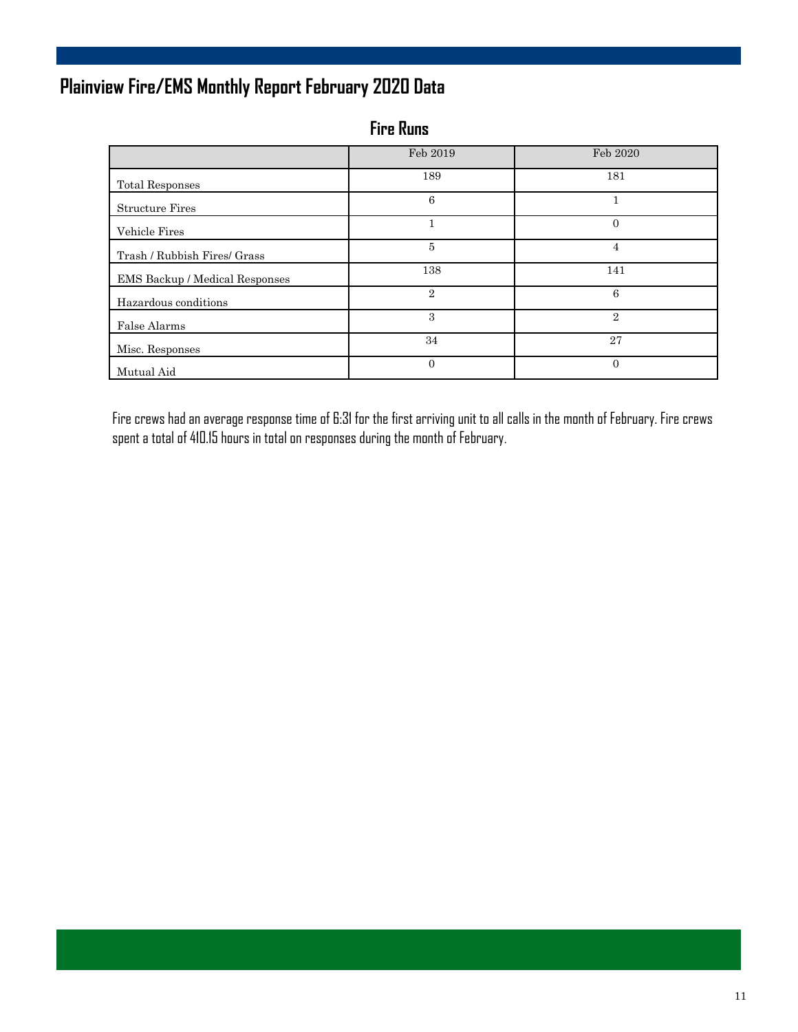# Plainview Fire/EMS Monthly Report February 2020 Data

## Fire Runs

| | Feb 2019 | Feb 2020 |
|---|---|---|
| Total Responses | 189 | 181 |
| Structure Fires | 6 | 1 |
| Vehicle Fires | 1 | 0 |
| Trash / Rubbish Fires/ Grass | 5 | 4 |
| EMS Backup / Medical Responses | 138 | 141 |
| Hazardous conditions | 2 | 6 |
| False Alarms | 3 | 2 |
| Misc. Responses | 34 | 27 |
| Mutual Aid | 0 | 0 |

Fire crews had an average response time of 6:31 for the first arriving unit to all calls in the month of February. Fire crews spent a total of 410.15 hours in total on responses during the month of February.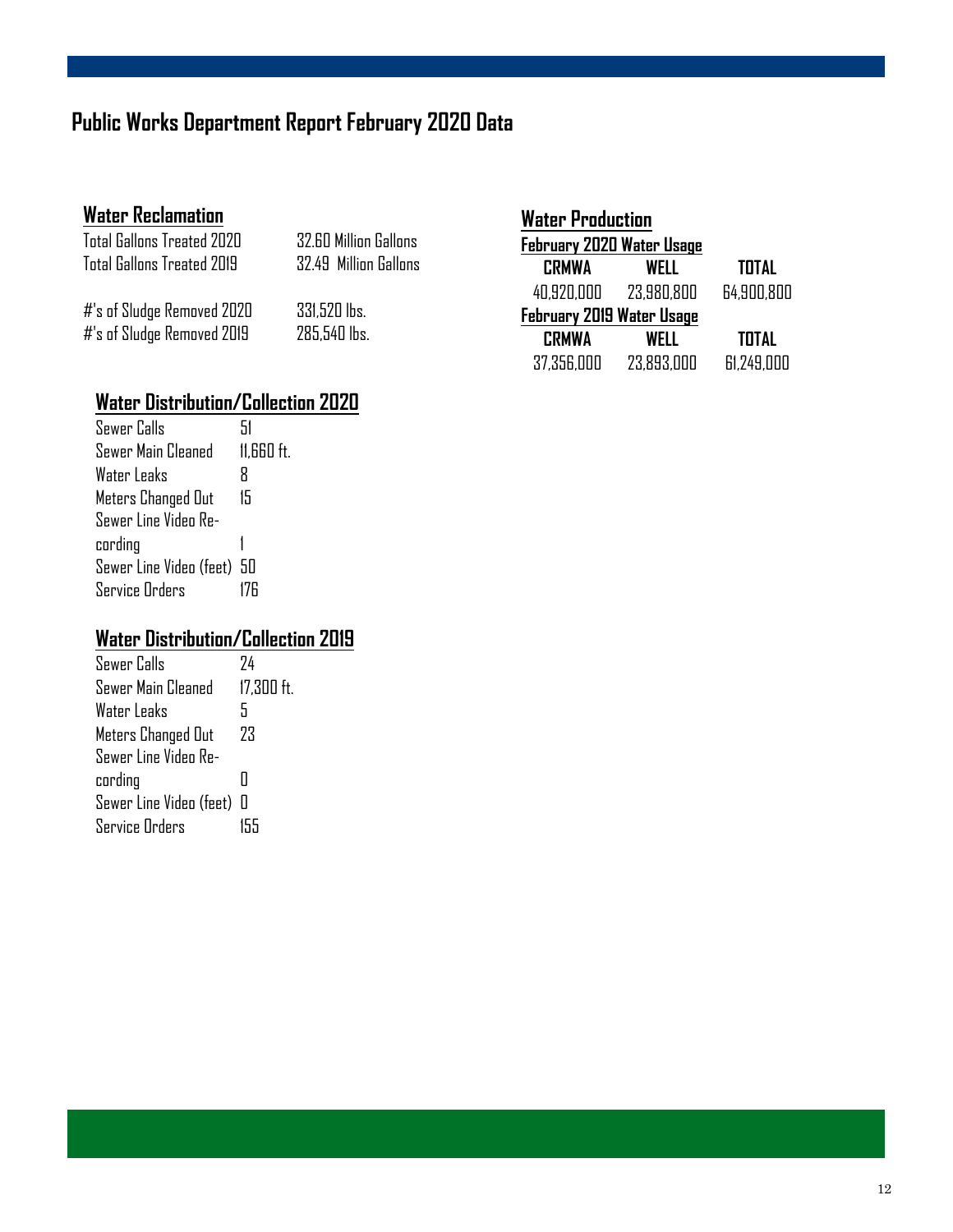# Public Works Department Report February 2020 Data

## Water Reclamation

| | |
|---|---|
| Total Gallons Treated 2020 | 32.60 Million Gallons |
| Total Gallons Treated 2019 | 32.49 Million Gallons |
| #'s of Sludge Removed 2020 | 331,520 lbs. |
| #'s of Sludge Removed 2019 | 285,540 lbs. |

## Water Distribution/Collection 2020

| | |
|---|---|
| Sewer Calls | 51 |
| Sewer Main Cleaned | 11,660 ft. |
| Water Leaks | 8 |
| Meters Changed Out | 15 |
| Sewer Line Video Recording | 1 |
| Sewer Line Video (feet) | 50 |
| Service Orders | 176 |

## Water Distribution/Collection 2019

| | |
|---|---|
| Sewer Calls | 24 |
| Sewer Main Cleaned | 17,300 ft. |
| Water Leaks | 5 |
| Meters Changed Out | 23 |
| Sewer Line Video Recording | 0 |
| Sewer Line Video (feet) | 0 |
| Service Orders | 155 |

## Water Production

### February 2020 Water Usage

| CRMWA | WELL | TOTAL |
|---|---|---|
| 40,920,000 | 23,980,800 | 64,900,800 |

### February 2019 Water Usage

| CRMWA | WELL | TOTAL |
|---|---|---|
| 37,356,000 | 23,893,000 | 61,249,000 |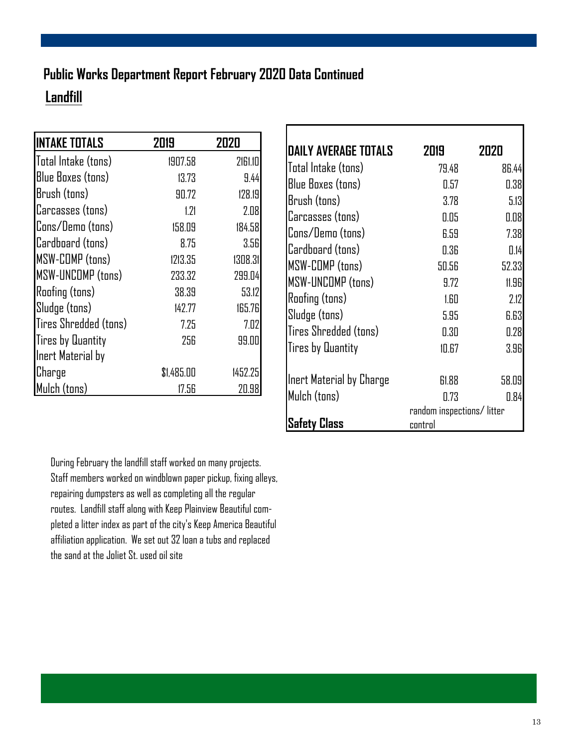## Public Works Department Report February 2020 Data Continued

### Landfill

| INTAKE TOTALS | 2019 | 2020 |
|---|---|---|
| Total Intake (tons) | 1907.58 | 2161.10 |
| Blue Boxes (tons) | 13.73 | 9.44 |
| Brush (tons) | 90.72 | 128.19 |
| Carcasses (tons) | 1.21 | 2.08 |
| Cons/Demo (tons) | 158.09 | 184.58 |
| Cardboard (tons) | 8.75 | 3.56 |
| MSW-COMP (tons) | 1213.35 | 1308.31 |
| MSW-UNCOMP (tons) | 233.32 | 299.04 |
| Roofing (tons) | 38.39 | 53.12 |
| Sludge (tons) | 142.77 | 165.76 |
| Tires Shredded (tons) | 7.25 | 7.02 |
| Tires by Quantity | 256 | 99.00 |
| Inert Material by Charge | $1,485.00 | 1452.25 |
| Mulch (tons) | 17.56 | 20.98 |

| DAILY AVERAGE TOTALS | 2019 | 2020 |
|---|---|---|
| Total Intake (tons) | 79.48 | 86.44 |
| Blue Boxes (tons) | 0.57 | 0.38 |
| Brush (tons) | 3.78 | 5.13 |
| Carcasses (tons) | 0.05 | 0.08 |
| Cons/Demo (tons) | 6.59 | 7.38 |
| Cardboard (tons) | 0.36 | 0.14 |
| MSW-COMP (tons) | 50.56 | 52.33 |
| MSW-UNCOMP (tons) | 9.72 | 11.96 |
| Roofing (tons) | 1.60 | 2.12 |
| Sludge (tons) | 5.95 | 6.63 |
| Tires Shredded (tons) | 0.30 | 0.28 |
| Tires by Quantity | 10.67 | 3.96 |
| Inert Material by Charge | 61.88 | 58.09 |
| Mulch (tons) | 0.73 | 0.84 |
| **Safety Class** | random inspections/ litter control | |

During February the landfill staff worked on many projects. Staff members worked on windblown paper pickup, fixing alleys, repairing dumpsters as well as completing all the regular routes. Landfill staff along with Keep Plainview Beautiful completed a litter index as part of the city's Keep America Beautiful affiliation application. We set out 32 loan a tubs and replaced the sand at the Joliet St. used oil site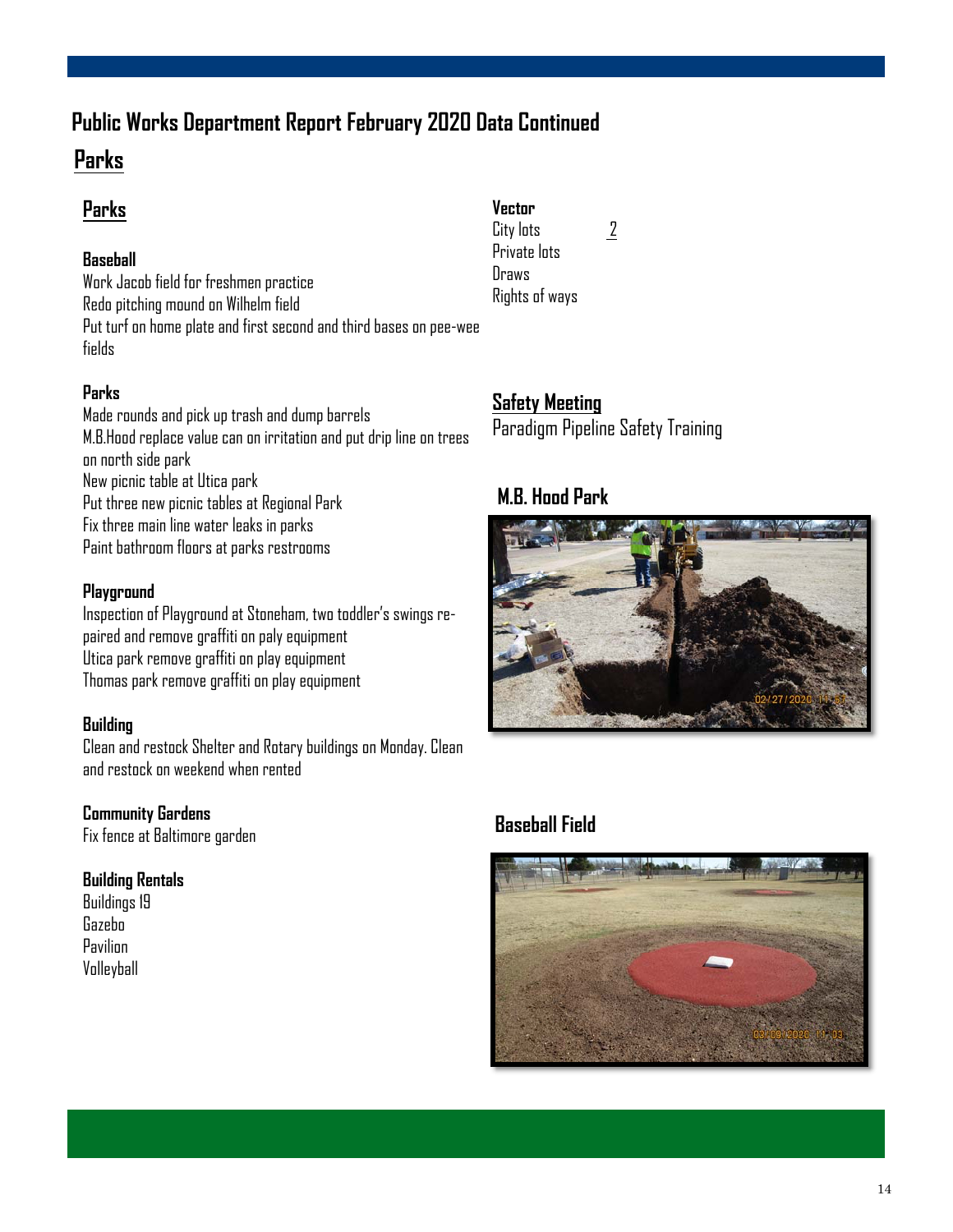# Public Works Department Report February 2020 Data Continued

## Parks

### Parks

**Baseball**

Work Jacob field for freshmen practice
Redo pitching mound on Wilhelm field
Put turf on home plate and first second and third bases on pee-wee fields

**Parks**

Made rounds and pick up trash and dump barrels
M.B.Hood replace value can on irritation and put drip line on trees on north side park
New picnic table at Utica park
Put three new picnic tables at Regional Park
Fix three main line water leaks in parks
Paint bathroom floors at parks restrooms

**Playground**

Inspection of Playground at Stoneham, two toddler's swings re-paired and remove graffiti on paly equipment
Utica park remove graffiti on play equipment
Thomas park remove graffiti on play equipment

**Building**

Clean and restock Shelter and Rotary buildings on Monday. Clean and restock on weekend when rented

**Community Gardens**

Fix fence at Baltimore garden

**Building Rentals**

Buildings 19
Gazebo
Pavilion
Volleyball

**Vector**

| | |
|---|---|
| City lots | 2 |
| Private lots | |
| Draws | |
| Rights of ways | |

### Safety Meeting

Paradigm Pipeline Safety Training

### M.B. Hood Park

### Baseball Field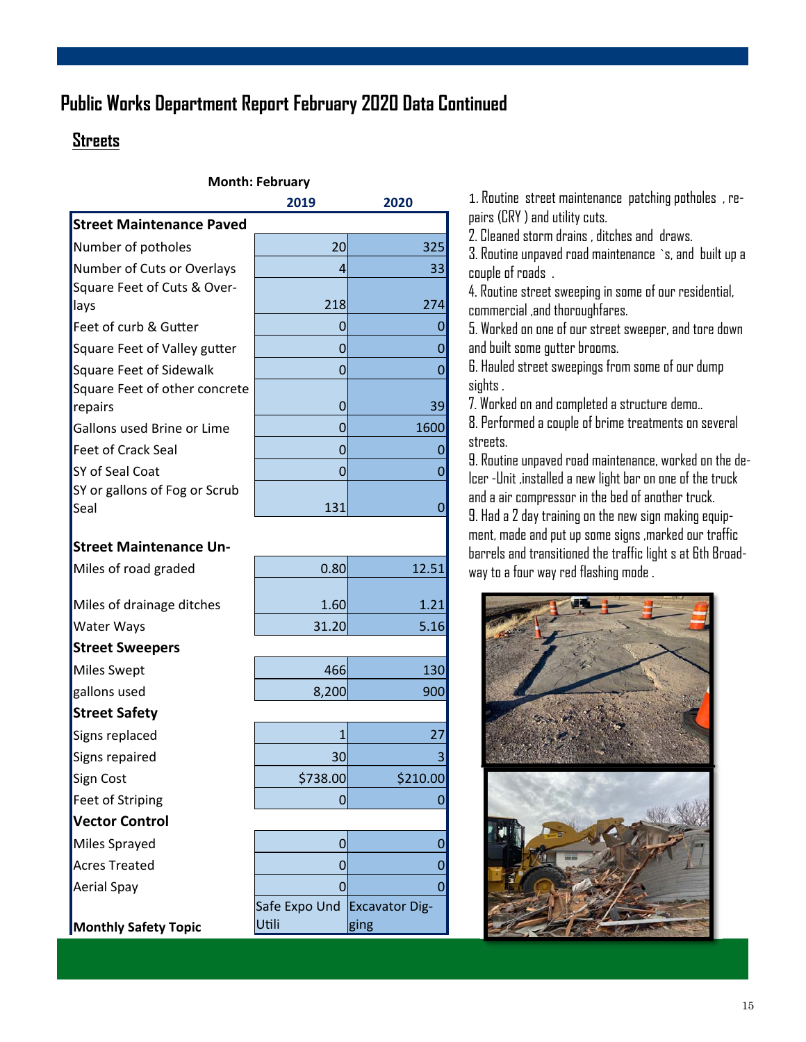# Public Works Department Report February 2020 Data Continued

## Streets

**Month: February**

| | 2019 | 2020 |
|---|---|---|
| **Street Maintenance Paved** | | |
| Number of potholes | 20 | 325 |
| Number of Cuts or Overlays | 4 | 33 |
| Square Feet of Cuts & Overlays | 218 | 274 |
| Feet of curb & Gutter | 0 | 0 |
| Square Feet of Valley gutter | 0 | 0 |
| Square Feet of Sidewalk | 0 | 0 |
| Square Feet of other concrete repairs | 0 | 39 |
| Gallons used Brine or Lime | 0 | 1600 |
| Feet of Crack Seal | 0 | 0 |
| SY of Seal Coat | 0 | 0 |
| SY or gallons of Fog or Scrub Seal | 131 | 0 |
| **Street Maintenance Un-** | | |
| Miles of road graded | 0.80 | 12.51 |
| Miles of drainage ditches | 1.60 | 1.21 |
| Water Ways | 31.20 | 5.16 |
| **Street Sweepers** | | |
| Miles Swept | 466 | 130 |
| gallons used | 8,200 | 900 |
| **Street Safety** | | |
| Signs replaced | 1 | 27 |
| Signs repaired | 30 | 3 |
| Sign Cost | $738.00 | $210.00 |
| Feet of Striping | 0 | 0 |
| **Vector Control** | | |
| Miles Sprayed | 0 | 0 |
| Acres Treated | 0 | 0 |
| Aerial Spay | 0 | 0 |
| **Monthly Safety Topic** | Safe Expo Und Utili | Excavator Digging |

1. Routine street maintenance patching potholes , repairs (CRY ) and utility cuts.
2. Cleaned storm drains , ditches and draws.
3. Routine unpaved road maintenance `s, and built up a couple of roads .
4. Routine street sweeping in some of our residential, commercial ,and thoroughfares.
5. Worked on one of our street sweeper, and tore down and built some gutter brooms.
6. Hauled street sweepings from some of our dump sights .
7. Worked on and completed a structure demo..
8. Performed a couple of brime treatments on several streets.
9. Routine unpaved road maintenance, worked on the de-Icer -Unit ,installed a new light bar on one of the truck and a air compressor in the bed of another truck.
9. Had a 2 day training on the new sign making equipment, made and put up some signs ,marked our traffic barrels and transitioned the traffic light s at 6th Broadway to a four way red flashing mode .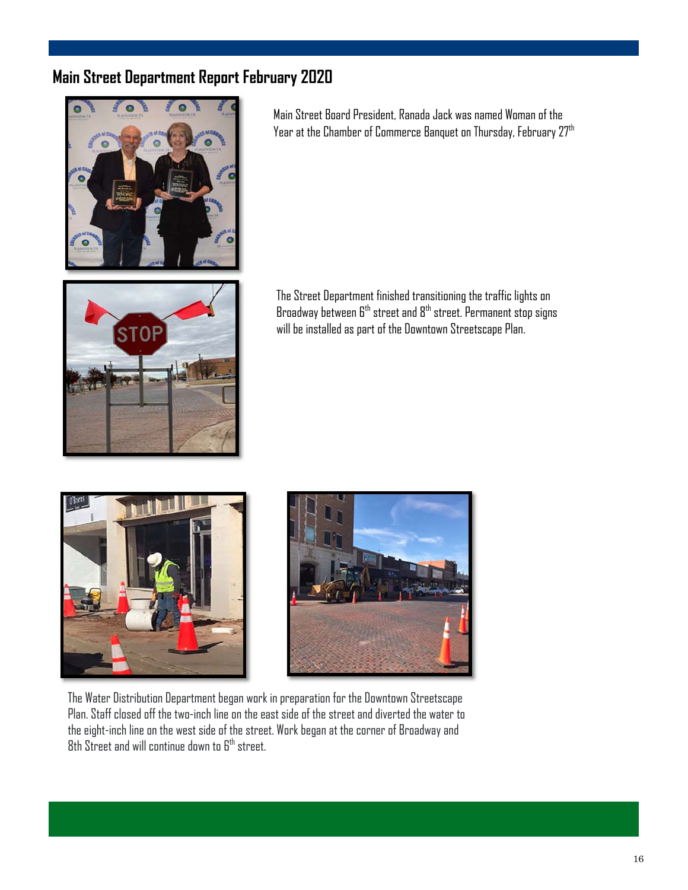## Main Street Department Report February 2020

Main Street Board President, Ranada Jack was named Woman of the Year at the Chamber of Commerce Banquet on Thursday, February 27th

The Street Department finished transitioning the traffic lights on Broadway between 6th street and 8th street. Permanent stop signs will be installed as part of the Downtown Streetscape Plan.

The Water Distribution Department began work in preparation for the Downtown Streetscape Plan. Staff closed off the two-inch line on the east side of the street and diverted the water to the eight-inch line on the west side of the street. Work began at the corner of Broadway and 8th Street and will continue down to 6th street.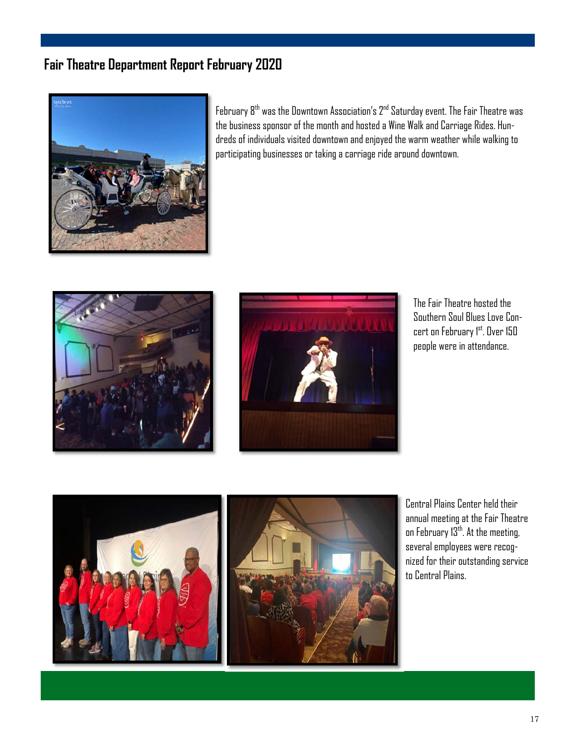# Fair Theatre Department Report February 2020

February 8th was the Downtown Association's 2nd Saturday event. The Fair Theatre was the business sponsor of the month and hosted a Wine Walk and Carriage Rides. Hundreds of individuals visited downtown and enjoyed the warm weather while walking to participating businesses or taking a carriage ride around downtown.

The Fair Theatre hosted the Southern Soul Blues Love Concert on February 1st. Over 150 people were in attendance.

Central Plains Center held their annual meeting at the Fair Theatre on February 13th. At the meeting, several employees were recognized for their outstanding service to Central Plains.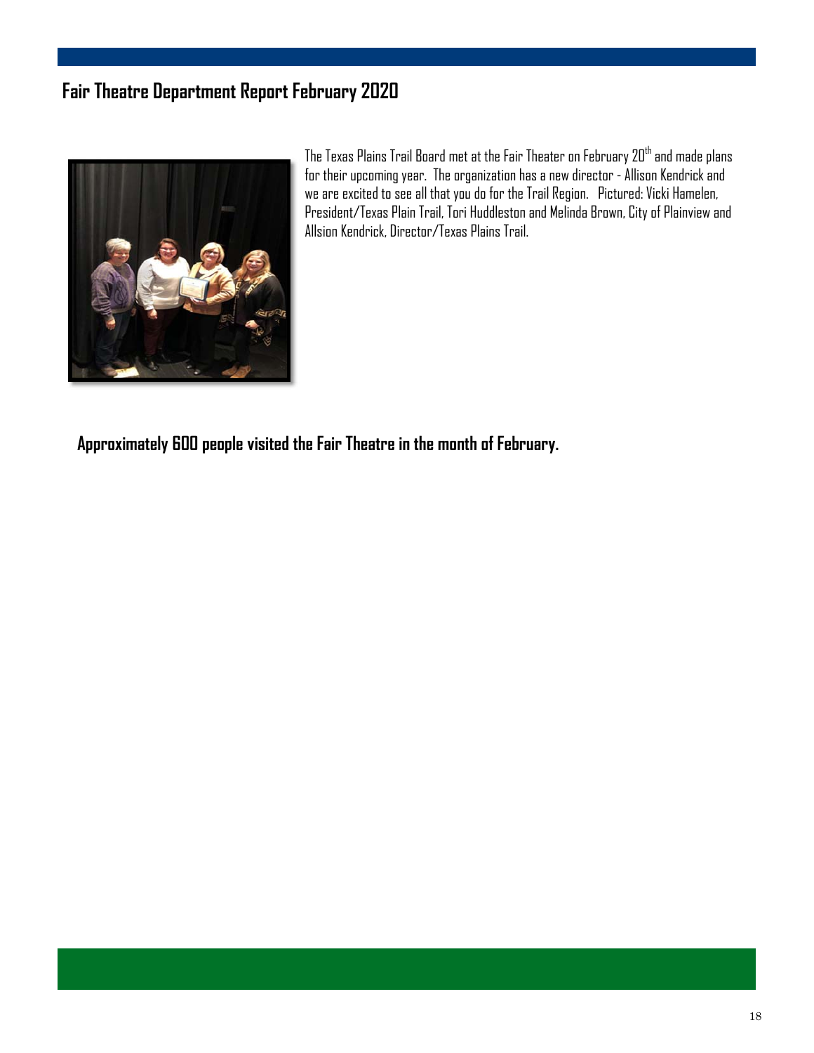## Fair Theatre Department Report February 2020

The Texas Plains Trail Board met at the Fair Theater on February 20th and made plans for their upcoming year. The organization has a new director - Allison Kendrick and we are excited to see all that you do for the Trail Region. Pictured: Vicki Hamelen, President/Texas Plain Trail, Tori Huddleston and Melinda Brown, City of Plainview and Allsion Kendrick, Director/Texas Plains Trail.

**Approximately 600 people visited the Fair Theatre in the month of February.**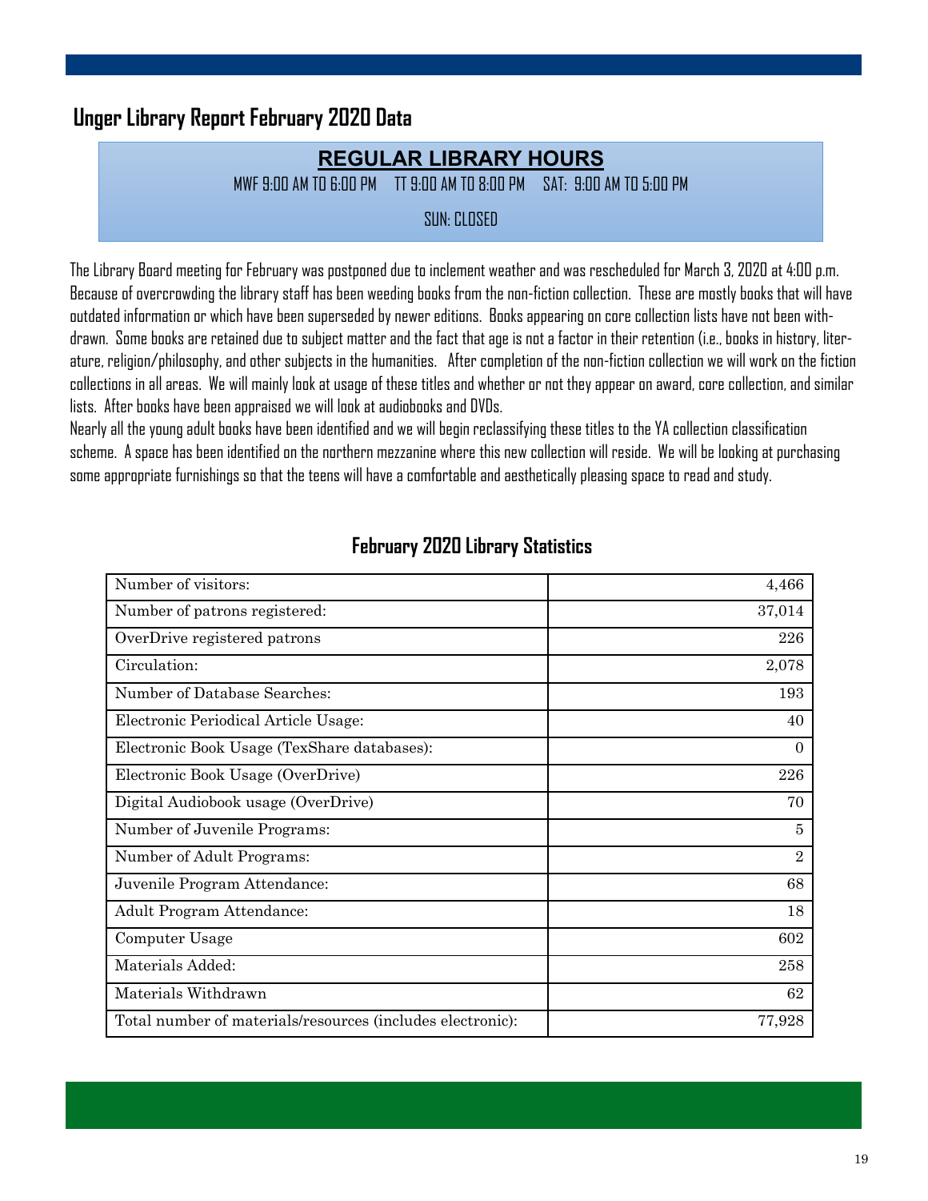## Unger Library Report February 2020 Data

### REGULAR LIBRARY HOURS

MWF 9:00 AM TO 6:00 PM    TT 9:00 AM TO 8:00 PM    SAT: 9:00 AM TO 5:00 PM

SUN: CLOSED

The Library Board meeting for February was postponed due to inclement weather and was rescheduled for March 3, 2020 at 4:00 p.m. Because of overcrowding the library staff has been weeding books from the non-fiction collection. These are mostly books that will have outdated information or which have been superseded by newer editions. Books appearing on core collection lists have not been withdrawn. Some books are retained due to subject matter and the fact that age is not a factor in their retention (i.e., books in history, literature, religion/philosophy, and other subjects in the humanities. After completion of the non-fiction collection we will work on the fiction collections in all areas. We will mainly look at usage of these titles and whether or not they appear on award, core collection, and similar lists. After books have been appraised we will look at audiobooks and DVDs.

Nearly all the young adult books have been identified and we will begin reclassifying these titles to the YA collection classification scheme. A space has been identified on the northern mezzanine where this new collection will reside. We will be looking at purchasing some appropriate furnishings so that the teens will have a comfortable and aesthetically pleasing space to read and study.

### February 2020 Library Statistics

| | |
|---|---|
| Number of visitors: | 4,466 |
| Number of patrons registered: | 37,014 |
| OverDrive registered patrons | 226 |
| Circulation: | 2,078 |
| Number of Database Searches: | 193 |
| Electronic Periodical Article Usage: | 40 |
| Electronic Book Usage (TexShare databases): | 0 |
| Electronic Book Usage (OverDrive) | 226 |
| Digital Audiobook usage (OverDrive) | 70 |
| Number of Juvenile Programs: | 5 |
| Number of Adult Programs: | 2 |
| Juvenile Program Attendance: | 68 |
| Adult Program Attendance: | 18 |
| Computer Usage | 602 |
| Materials Added: | 258 |
| Materials Withdrawn | 62 |
| Total number of materials/resources (includes electronic): | 77,928 |